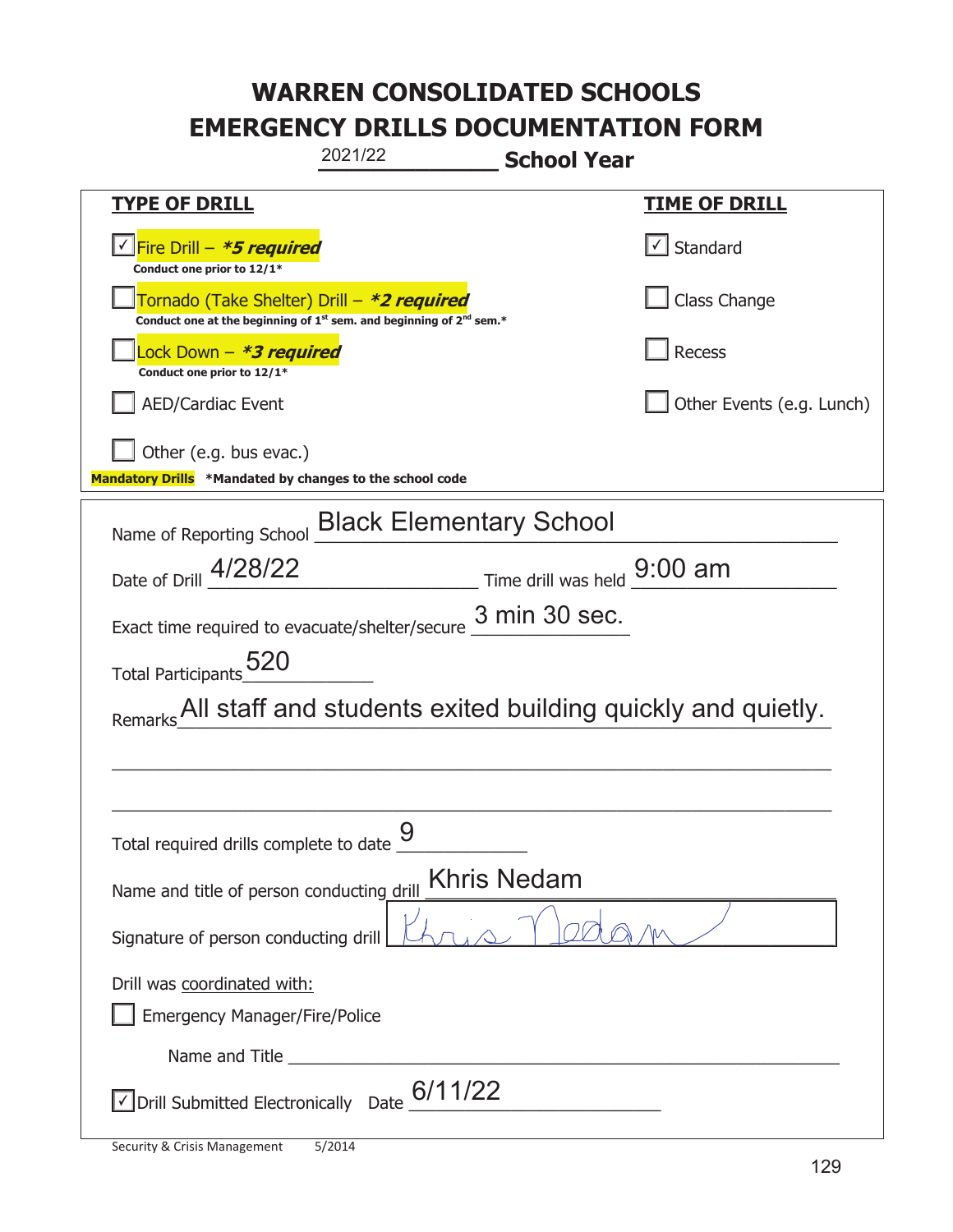# WARREN CONSOLIDATED SCHOOLS
# EMERGENCY DRILLS DOCUMENTATION FORM

2021/22 **School Year**

| **TYPE OF DRILL** | **TIME OF DRILL** |
|---|---|
| ☑ Fire Drill – ***5 required*** <br> **Conduct one prior to 12/1*** | ☑ Standard |
| ☐ Tornado (Take Shelter) Drill – ***2 required*** <br> **Conduct one at the beginning of 1st sem. and beginning of 2nd sem.*** | ☐ Class Change |
| ☐ Lock Down – ***3 required*** <br> **Conduct one prior to 12/1*** | ☐ Recess |
| ☐ AED/Cardiac Event | ☐ Other Events (e.g. Lunch) |
| ☐ Other (e.g. bus evac.) | |

**Mandatory Drills** **\*Mandated by changes to the school code**

Name of Reporting School: Black Elementary School

Date of Drill: 4/28/22 Time drill was held: 9:00 am

Exact time required to evacuate/shelter/secure: 3 min 30 sec.

Total Participants: 520

Remarks: All staff and students exited building quickly and quietly.

Total required drills complete to date: 9

Name and title of person conducting drill: Khris Nedam

Signature of person conducting drill: Khris Nedam

Drill was coordinated with:

☐ Emergency Manager/Fire/Police

Name and Title ______

☑ Drill Submitted Electronically Date: 6/11/22

Security & Crisis Management 5/2014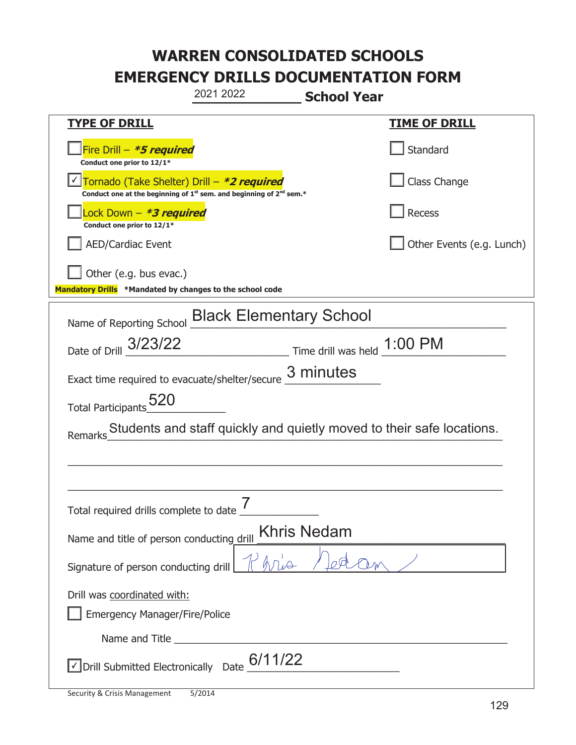# WARREN CONSOLIDATED SCHOOLS
# EMERGENCY DRILLS DOCUMENTATION FORM

2021 2022 **School Year**

| **TYPE OF DRILL** | **TIME OF DRILL** |
|---|---|
| ☐ Fire Drill – ***5 required*** <br> **Conduct one prior to 12/1*** | ☐ Standard |
| ☑ Tornado (Take Shelter) Drill – ***2 required*** <br> **Conduct one at the beginning of 1st sem. and beginning of 2nd sem.*** | ☐ Class Change |
| ☐ Lock Down – ***3 required*** <br> **Conduct one prior to 12/1*** | ☐ Recess |
| ☐ AED/Cardiac Event | ☐ Other Events (e.g. Lunch) |
| ☐ Other (e.g. bus evac.) | |

**Mandatory Drills** **\*Mandated by changes to the school code**

Name of Reporting School: Black Elementary School

Date of Drill: 3/23/22 Time drill was held: 1:00 PM

Exact time required to evacuate/shelter/secure: 3 minutes

Total Participants: 520

Remarks: Students and staff quickly and quietly moved to their safe locations.

Total required drills complete to date: 7

Name and title of person conducting drill: Khris Nedam

Signature of person conducting drill: Khris Nedam

Drill was coordinated with:

☐ Emergency Manager/Fire/Police

Name and Title ______________________

☑ Drill Submitted Electronically Date: 6/11/22

Security & Crisis Management 5/2014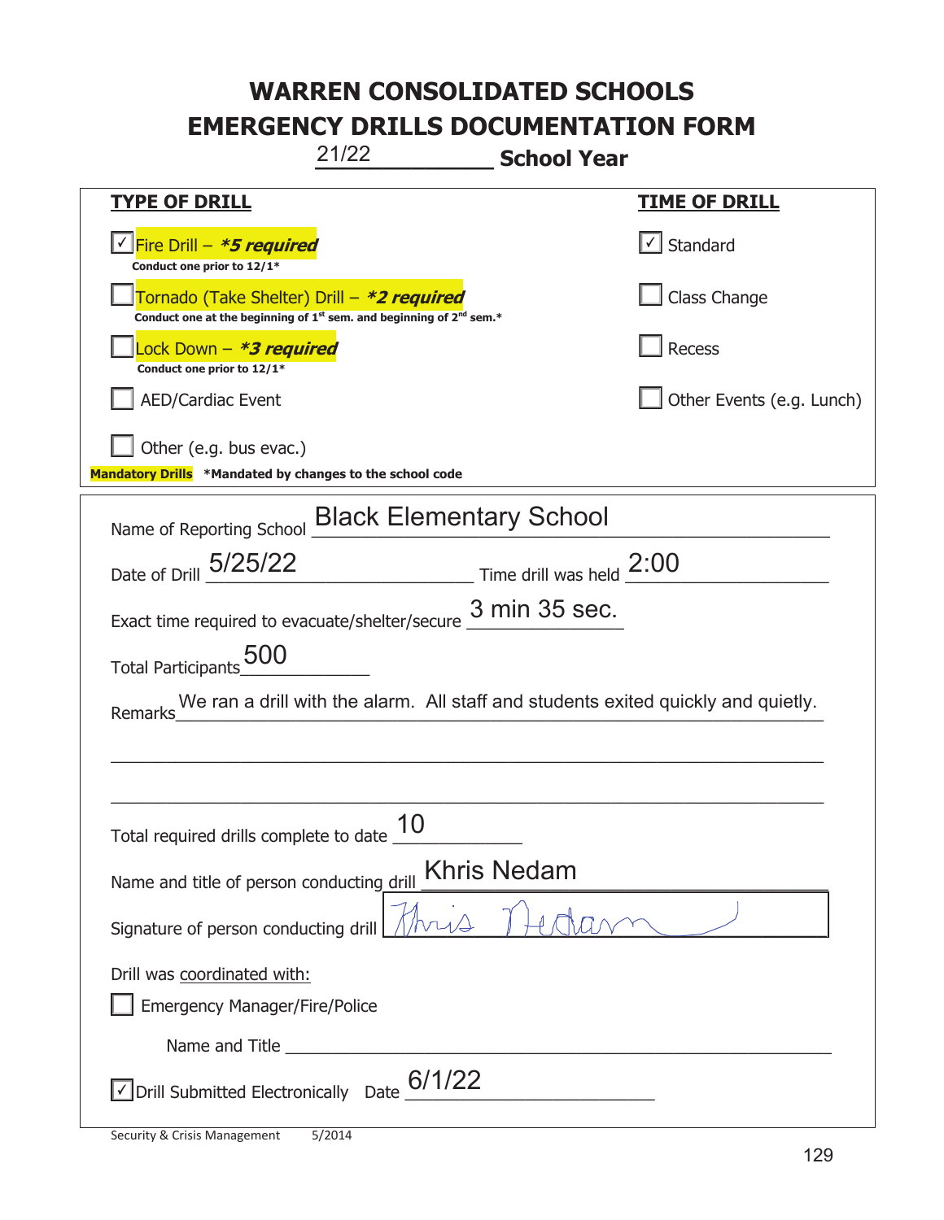# WARREN CONSOLIDATED SCHOOLS
# EMERGENCY DRILLS DOCUMENTATION FORM

21/22 **School Year**

| **TYPE OF DRILL** | **TIME OF DRILL** |
|---|---|
| ☑ Fire Drill – ***5 required*** <br> **Conduct one prior to 12/1*** | ☑ Standard |
| ☐ Tornado (Take Shelter) Drill – ***2 required*** <br> **Conduct one at the beginning of 1st sem. and beginning of 2nd sem.*** | ☐ Class Change |
| ☐ Lock Down – ***3 required*** <br> **Conduct one prior to 12/1*** | ☐ Recess |
| ☐ AED/Cardiac Event | ☐ Other Events (e.g. Lunch) |
| ☐ Other (e.g. bus evac.) | |

**Mandatory Drills** ***Mandated by changes to the school code**

Name of Reporting School: Black Elementary School

Date of Drill: 5/25/22 Time drill was held: 2:00

Exact time required to evacuate/shelter/secure: 3 min 35 sec.

Total Participants: 500

Remarks: We ran a drill with the alarm. All staff and students exited quickly and quietly.

Total required drills complete to date: 10

Name and title of person conducting drill: Khris Nedam

Signature of person conducting drill: Khris Nedam

Drill was coordinated with:

☐ Emergency Manager/Fire/Police

Name and Title: ______________________

☑ Drill Submitted Electronically Date: 6/1/22

Security & Crisis Management 5/2014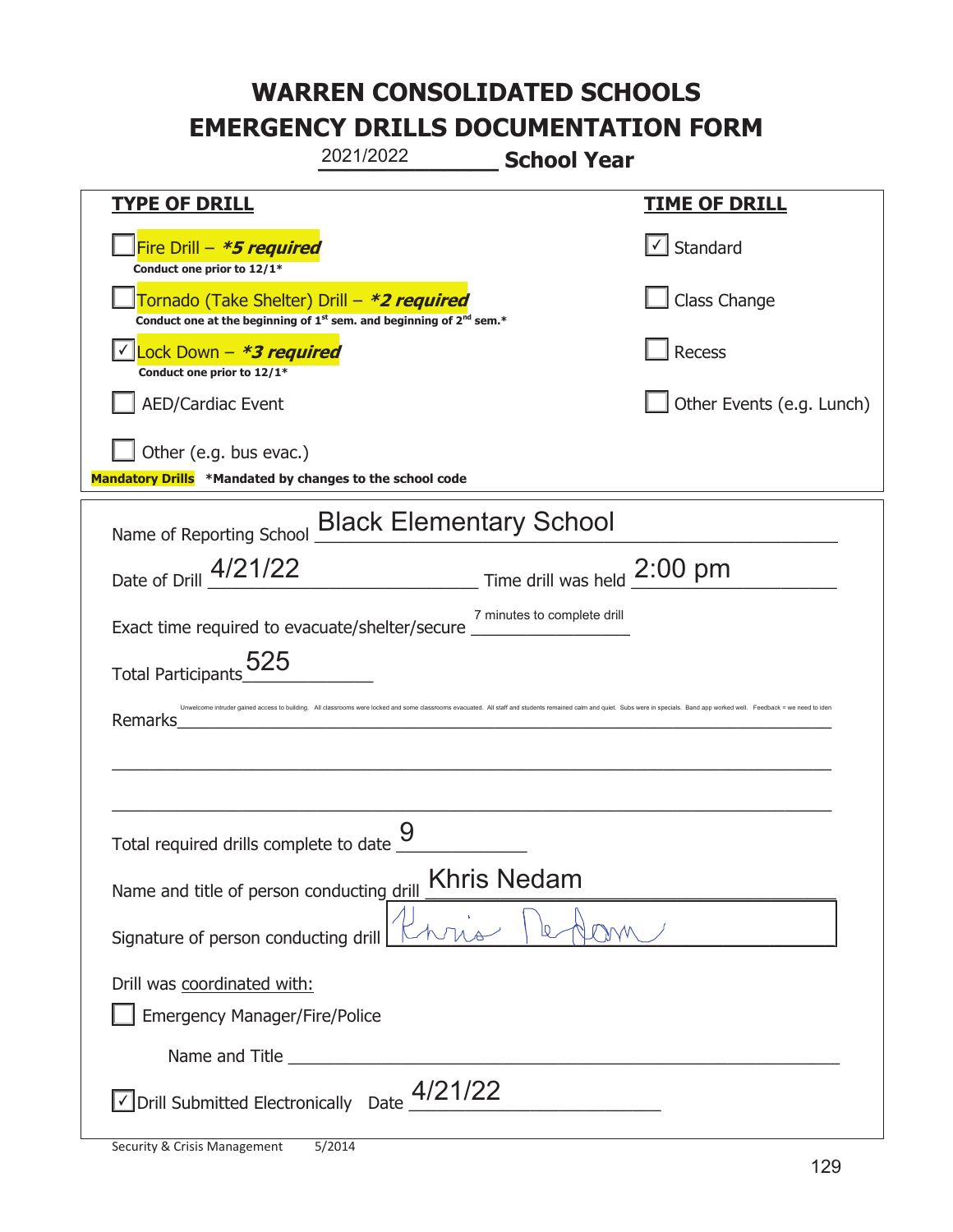# WARREN CONSOLIDATED SCHOOLS
# EMERGENCY DRILLS DOCUMENTATION FORM

2021/2022 **School Year**

| **TYPE OF DRILL** | **TIME OF DRILL** |
|---|---|
| ☐ Fire Drill – ***5 required** <br> **Conduct one prior to 12/1*** | ☑ Standard |
| ☐ Tornado (Take Shelter) Drill – ***2 required** <br> **Conduct one at the beginning of 1st sem. and beginning of 2nd sem.*** | ☐ Class Change |
| ☑ Lock Down – ***3 required** <br> **Conduct one prior to 12/1*** | ☐ Recess |
| ☐ AED/Cardiac Event | ☐ Other Events (e.g. Lunch) |
| ☐ Other (e.g. bus evac.) | |

**Mandatory Drills** ***Mandated by changes to the school code**

Name of Reporting School: Black Elementary School

Date of Drill: 4/21/22 Time drill was held: 2:00 pm

Exact time required to evacuate/shelter/secure: 7 minutes to complete drill

Total Participants: 525

Remarks: Unwelcome intruder gained access to building. All classrooms were locked and some classrooms evacuated. All staff and students remained calm and quiet. Subs were in specials. Band app worked well. Feedback = we need to iden

Total required drills complete to date: 9

Name and title of person conducting drill: Khris Nedam

Signature of person conducting drill: Khris Nedam

Drill was coordinated with:

☐ Emergency Manager/Fire/Police

Name and Title: ______

☑ Drill Submitted Electronically Date: 4/21/22

Security & Crisis Management 5/2014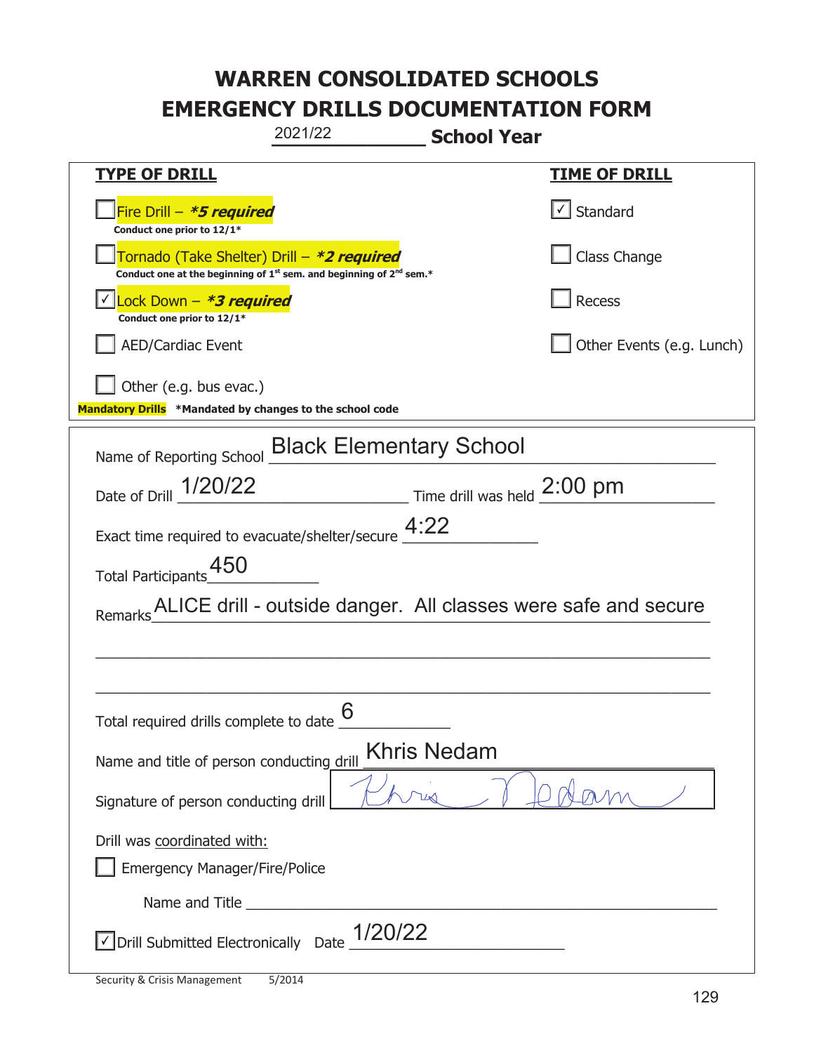# WARREN CONSOLIDATED SCHOOLS
# EMERGENCY DRILLS DOCUMENTATION FORM

2021/22 **School Year**

| **TYPE OF DRILL** | **TIME OF DRILL** |
|---|---|
| ☐ Fire Drill – ***\*5 required*** <br> **Conduct one prior to 12/1\*** | ☑ Standard |
| ☐ Tornado (Take Shelter) Drill – ***\*2 required*** <br> **Conduct one at the beginning of 1st sem. and beginning of 2nd sem.\*** | ☐ Class Change |
| ☑ Lock Down – ***\*3 required*** <br> **Conduct one prior to 12/1\*** | ☐ Recess |
| ☐ AED/Cardiac Event | ☐ Other Events (e.g. Lunch) |
| ☐ Other (e.g. bus evac.) | |

**Mandatory Drills** **\*Mandated by changes to the school code**

Name of Reporting School: Black Elementary School

Date of Drill: 1/20/22 Time drill was held: 2:00 pm

Exact time required to evacuate/shelter/secure: 4:22

Total Participants: 450

Remarks: ALICE drill - outside danger. All classes were safe and secure

Total required drills complete to date: 6

Name and title of person conducting drill: Khris Nedam

Signature of person conducting drill: *Khris Nedam*

Drill was coordinated with:

☐ Emergency Manager/Fire/Police

Name and Title ____________________

☑ Drill Submitted Electronically Date: 1/20/22

Security & Crisis Management 5/2014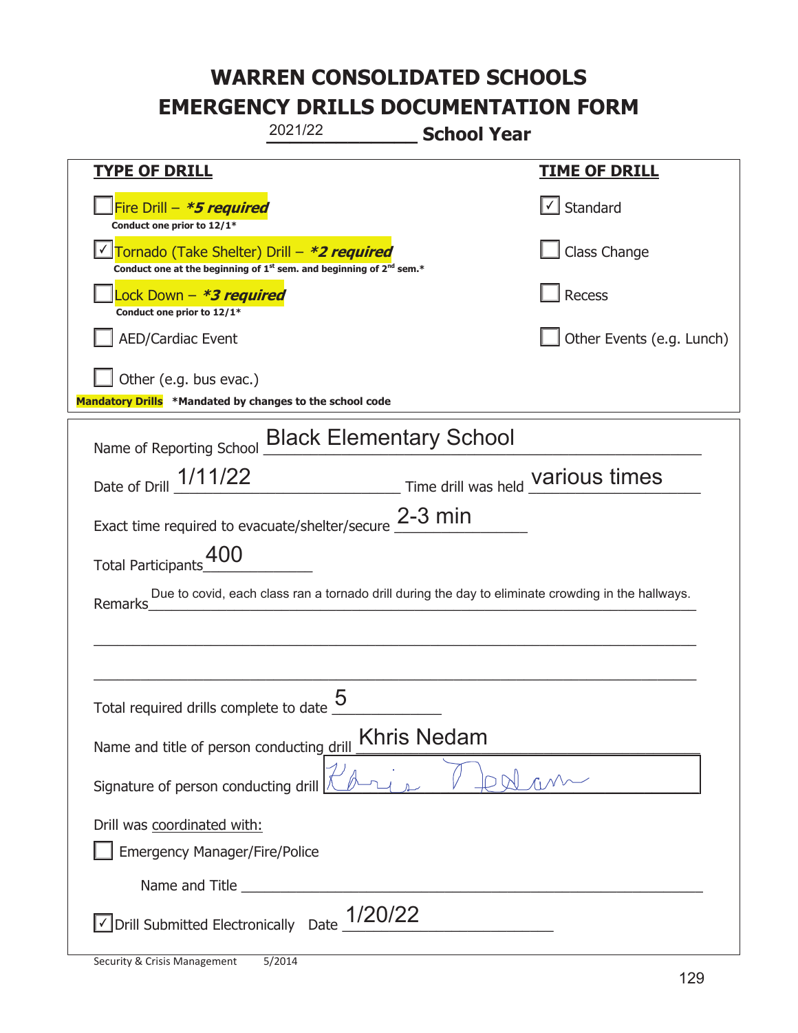# WARREN CONSOLIDATED SCHOOLS
# EMERGENCY DRILLS DOCUMENTATION FORM

2021/22 **School Year**

| **TYPE OF DRILL** | **TIME OF DRILL** |
|---|---|
| ☐ Fire Drill – ***\*5 required*** <br> **Conduct one prior to 12/1\*** | ☑ Standard |
| ☑ Tornado (Take Shelter) Drill – ***\*2 required*** <br> **Conduct one at the beginning of 1st sem. and beginning of 2nd sem.\*** | ☐ Class Change |
| ☐ Lock Down – ***\*3 required*** <br> **Conduct one prior to 12/1\*** | ☐ Recess |
| ☐ AED/Cardiac Event | ☐ Other Events (e.g. Lunch) |
| ☐ Other (e.g. bus evac.) | |

**Mandatory Drills** **\*Mandated by changes to the school code**

Name of Reporting School: Black Elementary School

Date of Drill: 1/11/22 Time drill was held: various times

Exact time required to evacuate/shelter/secure: 2-3 min

Total Participants: 400

Remarks: Due to covid, each class ran a tornado drill during the day to eliminate crowding in the hallways.

Total required drills complete to date: 5

Name and title of person conducting drill: Khris Nedam

Signature of person conducting drill: Khris Nedam

Drill was coordinated with:

☐ Emergency Manager/Fire/Police

Name and Title ____________________

☑ Drill Submitted Electronically Date: 1/20/22

Security & Crisis Management 5/2014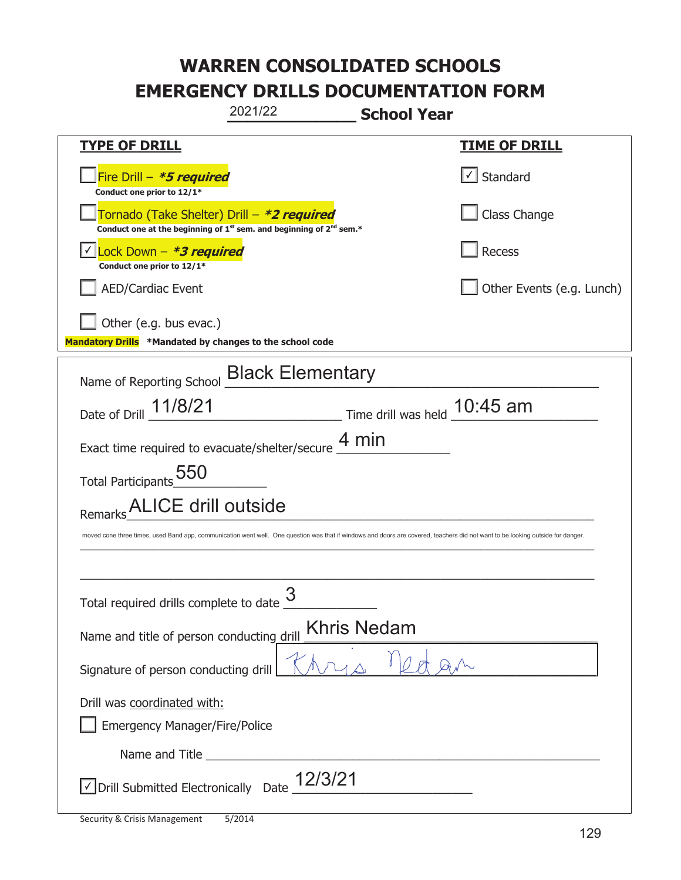# WARREN CONSOLIDATED SCHOOLS
# EMERGENCY DRILLS DOCUMENTATION FORM

2021/22 **School Year**

| **TYPE OF DRILL** | **TIME OF DRILL** |
|---|---|
| ☐ Fire Drill – ***\*5 required*** <br> **Conduct one prior to 12/1\*** | ☑ Standard |
| ☐ Tornado (Take Shelter) Drill – ***\*2 required*** <br> **Conduct one at the beginning of 1st sem. and beginning of 2nd sem.\*** | ☐ Class Change |
| ☑ Lock Down – ***\*3 required*** <br> **Conduct one prior to 12/1\*** | ☐ Recess |
| ☐ AED/Cardiac Event | ☐ Other Events (e.g. Lunch) |
| ☐ Other (e.g. bus evac.) | |

**Mandatory Drills** **\*Mandated by changes to the school code**

Name of Reporting School: Black Elementary

Date of Drill: 11/8/21 Time drill was held: 10:45 am

Exact time required to evacuate/shelter/secure: 4 min

Total Participants: 550

Remarks: ALICE drill outside

moved cone three times, used Band app, communication went well. One question was that if windows and doors are covered, teachers did not want to be looking outside for danger.

Total required drills complete to date: 3

Name and title of person conducting drill: Khris Nedam

Signature of person conducting drill: Khris Nedam

Drill was coordinated with:

☐ Emergency Manager/Fire/Police

Name and Title ______________________

☑ Drill Submitted Electronically Date: 12/3/21

Security & Crisis Management 5/2014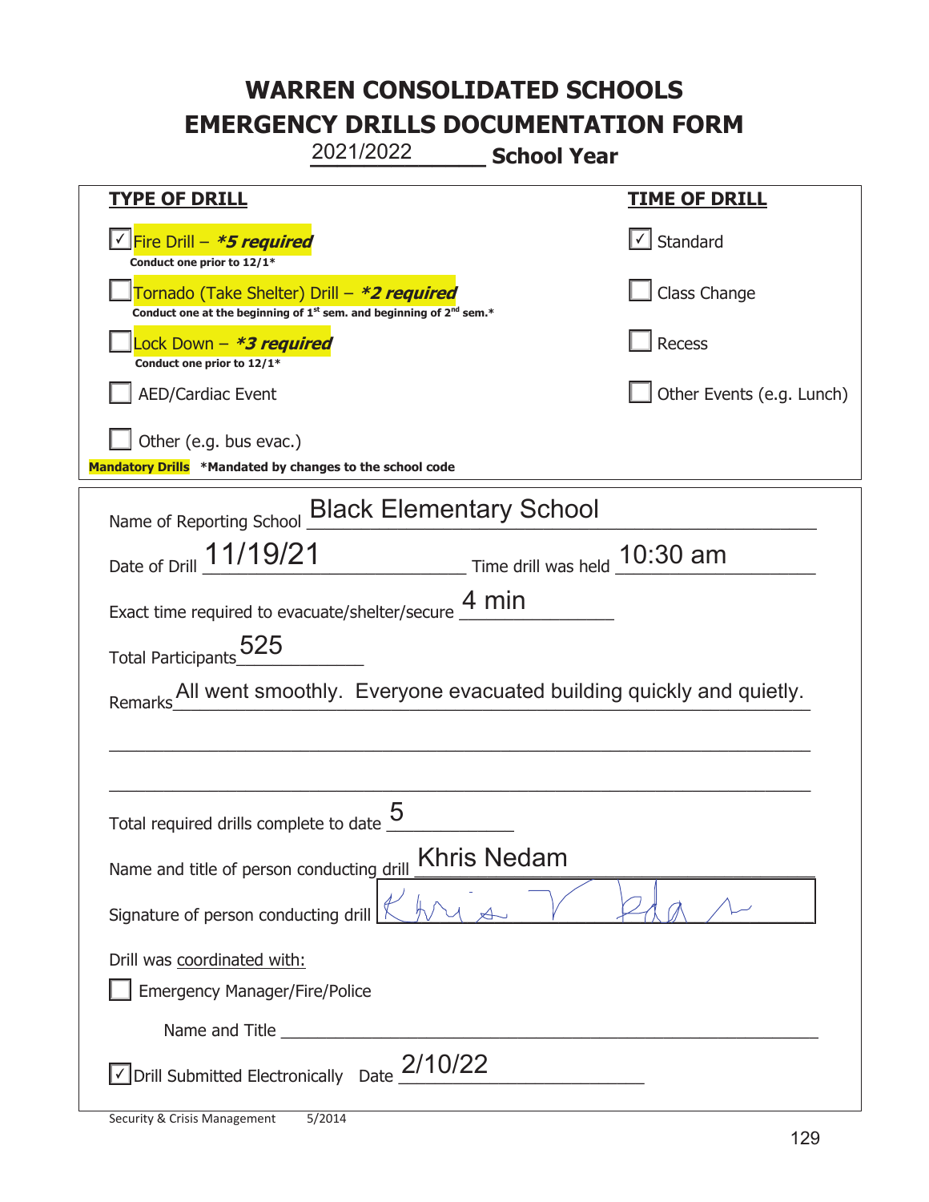# WARREN CONSOLIDATED SCHOOLS
# EMERGENCY DRILLS DOCUMENTATION FORM

2021/2022 **School Year**

| **TYPE OF DRILL** | **TIME OF DRILL** |
|---|---|
| ☑ Fire Drill – ***5 required*** <br> **Conduct one prior to 12/1*** | ☑ Standard |
| ☐ Tornado (Take Shelter) Drill – ***2 required*** <br> **Conduct one at the beginning of 1st sem. and beginning of 2nd sem.*** | ☐ Class Change |
| ☐ Lock Down – ***3 required*** <br> **Conduct one prior to 12/1*** | ☐ Recess |
| ☐ AED/Cardiac Event | ☐ Other Events (e.g. Lunch) |
| ☐ Other (e.g. bus evac.) | |

**Mandatory Drills** **\*Mandated by changes to the school code**

Name of Reporting School: Black Elementary School

Date of Drill: 11/19/21 Time drill was held: 10:30 am

Exact time required to evacuate/shelter/secure: 4 min

Total Participants: 525

Remarks: All went smoothly. Everyone evacuated building quickly and quietly.

Total required drills complete to date: 5

Name and title of person conducting drill: Khris Nedam

Signature of person conducting drill: Khris Nedam

Drill was coordinated with:

☐ Emergency Manager/Fire/Police

Name and Title ______________________

☑ Drill Submitted Electronically Date: 2/10/22

Security & Crisis Management 5/2014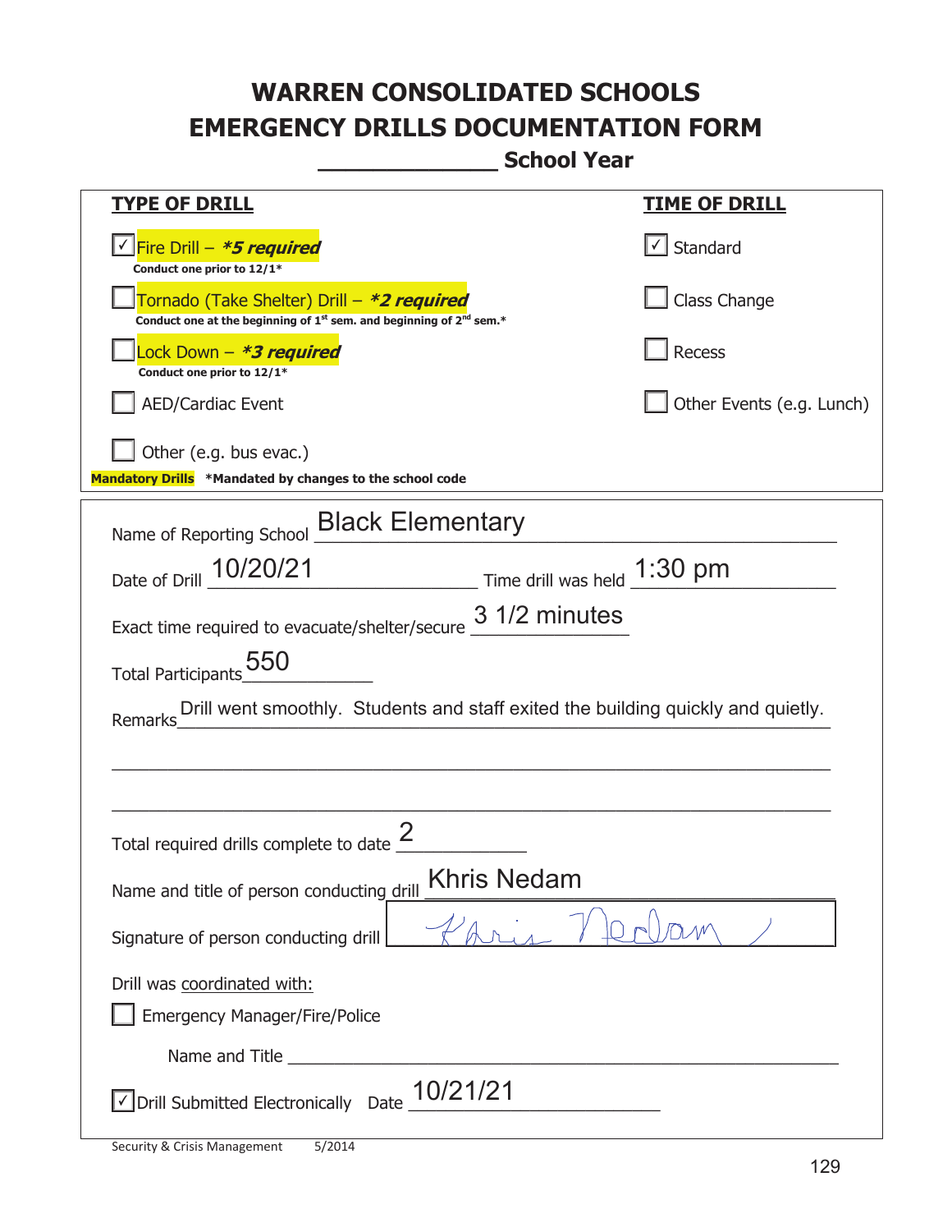# WARREN CONSOLIDATED SCHOOLS
# EMERGENCY DRILLS DOCUMENTATION FORM
## _____________ School Year

| TYPE OF DRILL | TIME OF DRILL |
|---|---|
| ☑ Fire Drill – ***5 required*** <br> **Conduct one prior to 12/1*** | ☑ Standard |
| ☐ Tornado (Take Shelter) Drill – ***2 required*** <br> **Conduct one at the beginning of 1st sem. and beginning of 2nd sem.*** | ☐ Class Change |
| ☐ Lock Down – ***3 required*** <br> **Conduct one prior to 12/1*** | ☐ Recess |
| ☐ AED/Cardiac Event | ☐ Other Events (e.g. Lunch) |
| ☐ Other (e.g. bus evac.) | |

**Mandatory Drills** **\*Mandated by changes to the school code**

Name of Reporting School: Black Elementary

Date of Drill: 10/20/21 Time drill was held: 1:30 pm

Exact time required to evacuate/shelter/secure: 3 1/2 minutes

Total Participants: 550

Remarks: Drill went smoothly. Students and staff exited the building quickly and quietly.

Total required drills complete to date: 2

Name and title of person conducting drill: Khris Nedam

Signature of person conducting drill: Khris Nedam

Drill was coordinated with:

☐ Emergency Manager/Fire/Police

Name and Title ______________________________

☑ Drill Submitted Electronically Date: 10/21/21

Security & Crisis Management 5/2014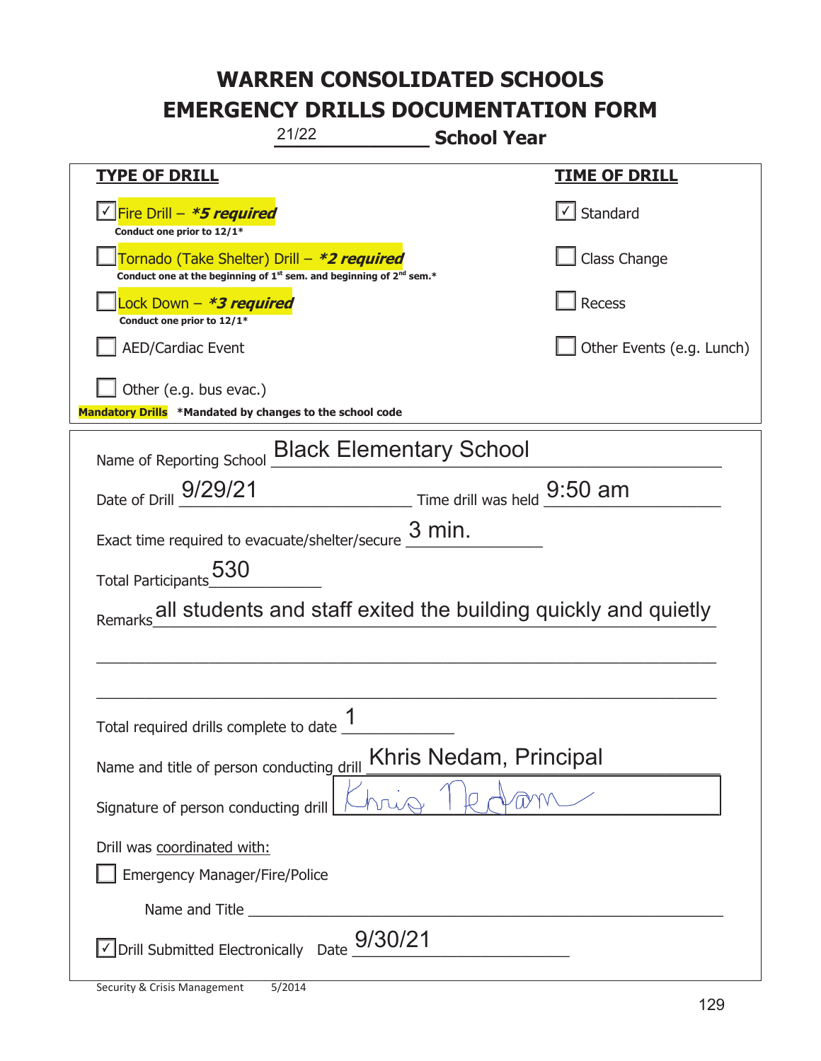# WARREN CONSOLIDATED SCHOOLS
# EMERGENCY DRILLS DOCUMENTATION FORM

21/22 **School Year**

| **TYPE OF DRILL** | **TIME OF DRILL** |
|---|---|
| ☑ Fire Drill – ***5 required*** <br> **Conduct one prior to 12/1*** | ☑ Standard |
| ☐ Tornado (Take Shelter) Drill – ***2 required*** <br> **Conduct one at the beginning of 1st sem. and beginning of 2nd sem.*** | ☐ Class Change |
| ☐ Lock Down – ***3 required*** <br> **Conduct one prior to 12/1*** | ☐ Recess |
| ☐ AED/Cardiac Event | ☐ Other Events (e.g. Lunch) |
| ☐ Other (e.g. bus evac.) | |

**Mandatory Drills** ***Mandated by changes to the school code**

Name of Reporting School: Black Elementary School

Date of Drill: 9/29/21 Time drill was held: 9:50 am

Exact time required to evacuate/shelter/secure: 3 min.

Total Participants: 530

Remarks: all students and staff exited the building quickly and quietly

Total required drills complete to date: 1

Name and title of person conducting drill: Khris Nedam, Principal

Signature of person conducting drill: Khris Nedam

Drill was coordinated with:

☐ Emergency Manager/Fire/Police

Name and Title: ______

☑ Drill Submitted Electronically Date: 9/30/21

Security & Crisis Management 5/2014